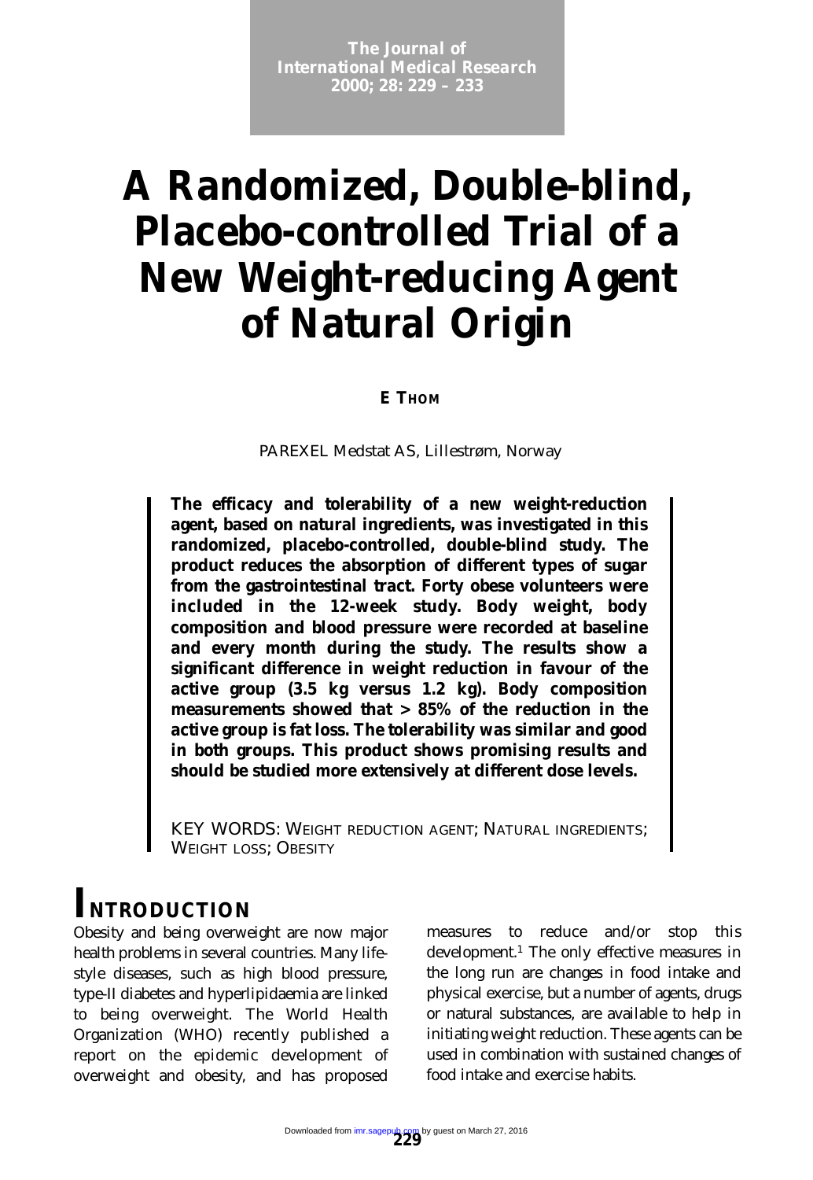# A Randomized, Double-blind, Placebo-controlled Trial of a New Weight-reducing Agent of Natural Origin

**E THOM**

PAREXEL Medstat AS, Lillestrøm, Norway

**The efficacy and tolerability of a new weight-reduction agent, based on natural ingredients, was investigated in this randomized, placebo-controlled, double-blind study. The product reduces the absorption of different types of sugar from the gastrointestinal tract. Forty obese volunteers were included in the 12-week study. Body weight, body composition and blood pressure were recorded at baseline and every month during the study. The results show a significant difference in weight reduction in favour of the active group (3.5 kg versus 1.2 kg). Body composition measurements showed that > 85% of the reduction in the active group is fat loss. The tolerability was similar and good in both groups. This product shows promising results and should be studied more extensively at different dose levels.**

KEY WORDS: WEIGHT REDUCTION AGENT; NATURAL INGREDIENTS; WEIGHT LOSS; OBESITY

## INTRODUCTION

Obesity and being overweight are now major health problems in several countries. Many life-style diseases, such as high blood pressure, type-II diabetes and hyperlipidaemia are linked to being overweight. The World Health Organization (WHO) recently published a report on the epidemic development of overweight and obesity, and has proposed measures to reduce and/or stop this development.[1] The only effective measures in the long run are changes in food intake and physical exercise, but a number of agents, drugs or natural substances, are available to help in initiating weight reduction. These agents can be used in combination with sustained changes of food intake and exercise habits.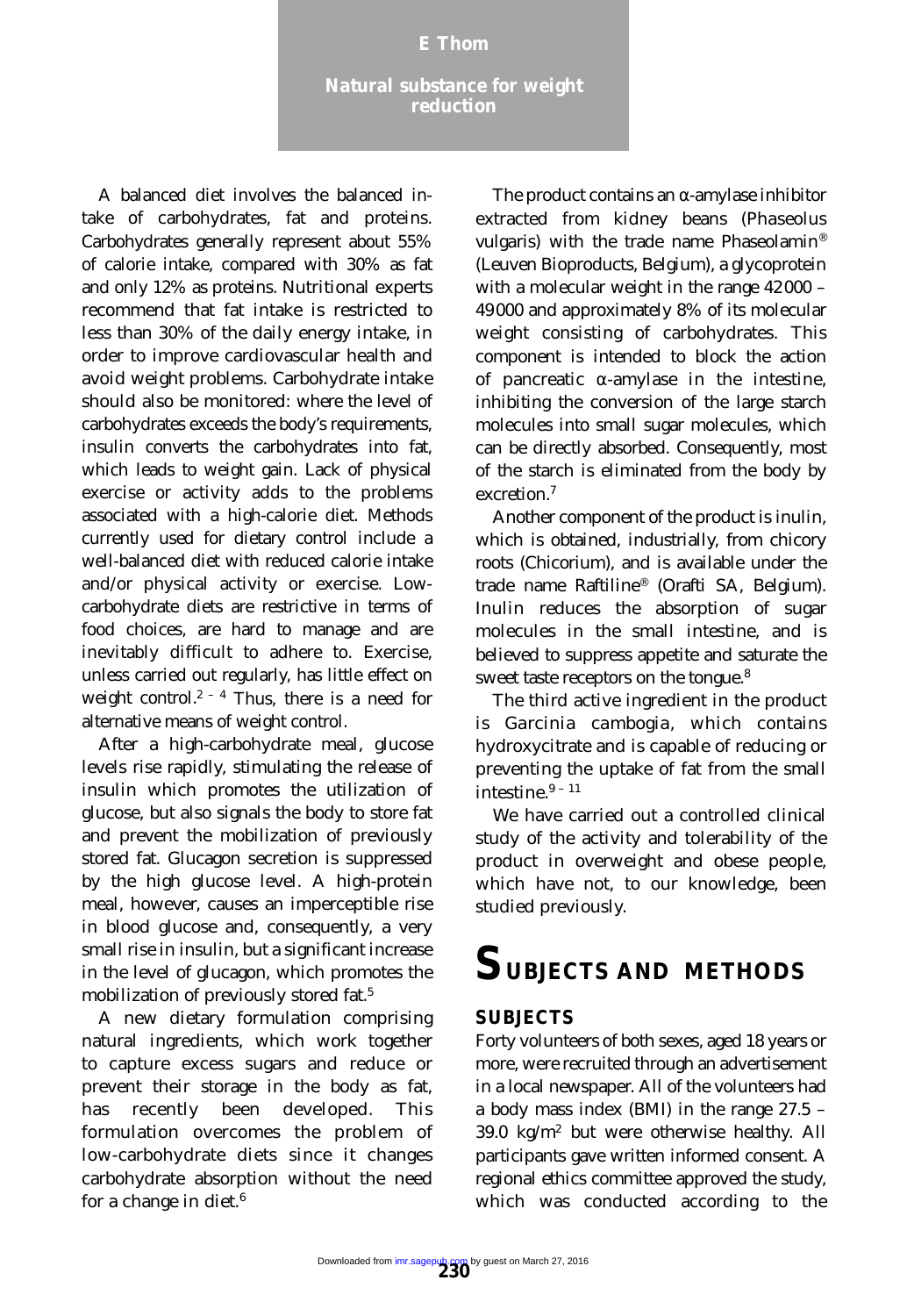A balanced diet involves the balanced intake of carbohydrates, fat and proteins. Carbohydrates generally represent about 55% of calorie intake, compared with 30% as fat and only 12% as proteins. Nutritional experts recommend that fat intake is restricted to less than 30% of the daily energy intake, in order to improve cardiovascular health and avoid weight problems. Carbohydrate intake should also be monitored: where the level of carbohydrates exceeds the body's requirements, insulin converts the carbohydrates into fat, which leads to weight gain. Lack of physical exercise or activity adds to the problems associated with a high-calorie diet. Methods currently used for dietary control include a well-balanced diet with reduced calorie intake and/or physical activity or exercise. Low-carbohydrate diets are restrictive in terms of food choices, are hard to manage and are inevitably difficult to adhere to. Exercise, unless carried out regularly, has little effect on weight control.[2 – 4] Thus, there is a need for alternative means of weight control.

After a high-carbohydrate meal, glucose levels rise rapidly, stimulating the release of insulin which promotes the utilization of glucose, but also signals the body to store fat and prevent the mobilization of previously stored fat. Glucagon secretion is suppressed by the high glucose level. A high-protein meal, however, causes an imperceptible rise in blood glucose and, consequently, a very small rise in insulin, but a significant increase in the level of glucagon, which promotes the mobilization of previously stored fat.[5]

A new dietary formulation comprising natural ingredients, which work together to capture excess sugars and reduce or prevent their storage in the body as fat, has recently been developed. This formulation overcomes the problem of low-carbohydrate diets since it changes carbohydrate absorption without the need for a change in diet.[6]

The product contains an α-amylase inhibitor extracted from kidney beans (Phaseolus vulgaris) with the trade name Phaseolamin® (Leuven Bioproducts, Belgium), a glycoprotein with a molecular weight in the range 42000 – 49000 and approximately 8% of its molecular weight consisting of carbohydrates. This component is intended to block the action of pancreatic α-amylase in the intestine, inhibiting the conversion of the large starch molecules into small sugar molecules, which can be directly absorbed. Consequently, most of the starch is eliminated from the body by excretion.[7]

Another component of the product is inulin, which is obtained, industrially, from chicory roots (Chicorium), and is available under the trade name Raftiline® (Orafti SA, Belgium). Inulin reduces the absorption of sugar molecules in the small intestine, and is believed to suppress appetite and saturate the sweet taste receptors on the tongue.[8]

The third active ingredient in the product is *Garcinia cambogia*, which contains hydroxycitrate and is capable of reducing or preventing the uptake of fat from the small intestine.[9 – 11]

We have carried out a controlled clinical study of the activity and tolerability of the product in overweight and obese people, which have not, to our knowledge, been studied previously.

# Subjects and methods

## Subjects

Forty volunteers of both sexes, aged 18 years or more, were recruited through an advertisement in a local newspaper. All of the volunteers had a body mass index (BMI) in the range 27.5 – 39.0 kg/m$^2$ but were otherwise healthy. All participants gave written informed consent. A regional ethics committee approved the study, which was conducted according to the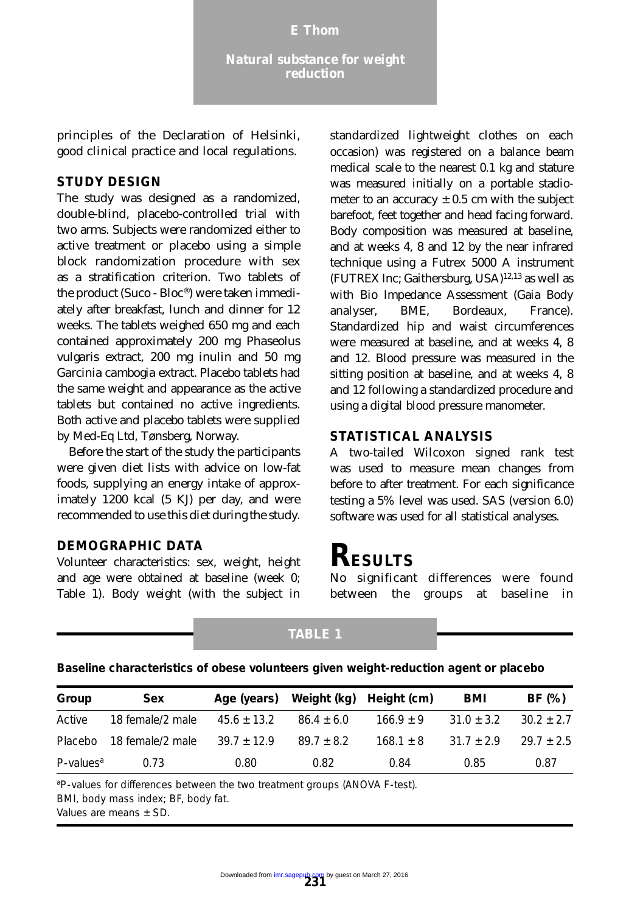principles of the Declaration of Helsinki, good clinical practice and local regulations.

### STUDY DESIGN

The study was designed as a randomized, double-blind, placebo-controlled trial with two arms. Subjects were randomized either to active treatment or placebo using a simple block randomization procedure with sex as a stratification criterion. Two tablets of the product (Suco - Bloc®) were taken immediately after breakfast, lunch and dinner for 12 weeks. The tablets weighed 650 mg and each contained approximately 200 mg Phaseolus vulgaris extract, 200 mg inulin and 50 mg Garcinia cambogia extract. Placebo tablets had the same weight and appearance as the active tablets but contained no active ingredients. Both active and placebo tablets were supplied by Med-Eq Ltd, Tønsberg, Norway.

Before the start of the study the participants were given diet lists with advice on low-fat foods, supplying an energy intake of approximately 1200 kcal (5 KJ) per day, and were recommended to use this diet during the study.

### DEMOGRAPHIC DATA

Volunteer characteristics: sex, weight, height and age were obtained at baseline (week 0; Table 1). Body weight (with the subject in standardized lightweight clothes on each occasion) was registered on a balance beam medical scale to the nearest 0.1 kg and stature was measured initially on a portable stadiometer to an accuracy ± 0.5 cm with the subject barefoot, feet together and head facing forward. Body composition was measured at baseline, and at weeks 4, 8 and 12 by the near infrared technique using a Futrex 5000 A instrument (FUTREX Inc; Gaithersburg, USA)[12,13] as well as with Bio Impedance Assessment (Gaia Body analyser, BME, Bordeaux, France). Standardized hip and waist circumferences were measured at baseline, and at weeks 4, 8 and 12. Blood pressure was measured in the sitting position at baseline, and at weeks 4, 8 and 12 following a standardized procedure and using a digital blood pressure manometer.

### STATISTICAL ANALYSIS

A two-tailed Wilcoxon signed rank test was used to measure mean changes from before to after treatment. For each significance testing a 5% level was used. SAS (version 6.0) software was used for all statistical analyses.

## RESULTS

No significant differences were found between the groups at baseline in

**TABLE 1**

**Baseline characteristics of obese volunteers given weight-reduction agent or placebo**

| Group | Sex | Age (years) | Weight (kg) | Height (cm) | BMI | BF (%) |
|---|---|---|---|---|---|---|
| Active | 18 female/2 male | 45.6 ± 13.2 | 86.4 ± 6.0 | 166.9 ± 9 | 31.0 ± 3.2 | 30.2 ± 2.7 |
| Placebo | 18 female/2 male | 39.7 ± 12.9 | 89.7 ± 8.2 | 168.1 ± 8 | 31.7 ± 2.9 | 29.7 ± 2.5 |
| P-values[a] | 0.73 | 0.80 | 0.82 | 0.84 | 0.85 | 0.87 |

[a]P-values for differences between the two treatment groups (ANOVA F-test).
BMI, body mass index; BF, body fat.
Values are means ± SD.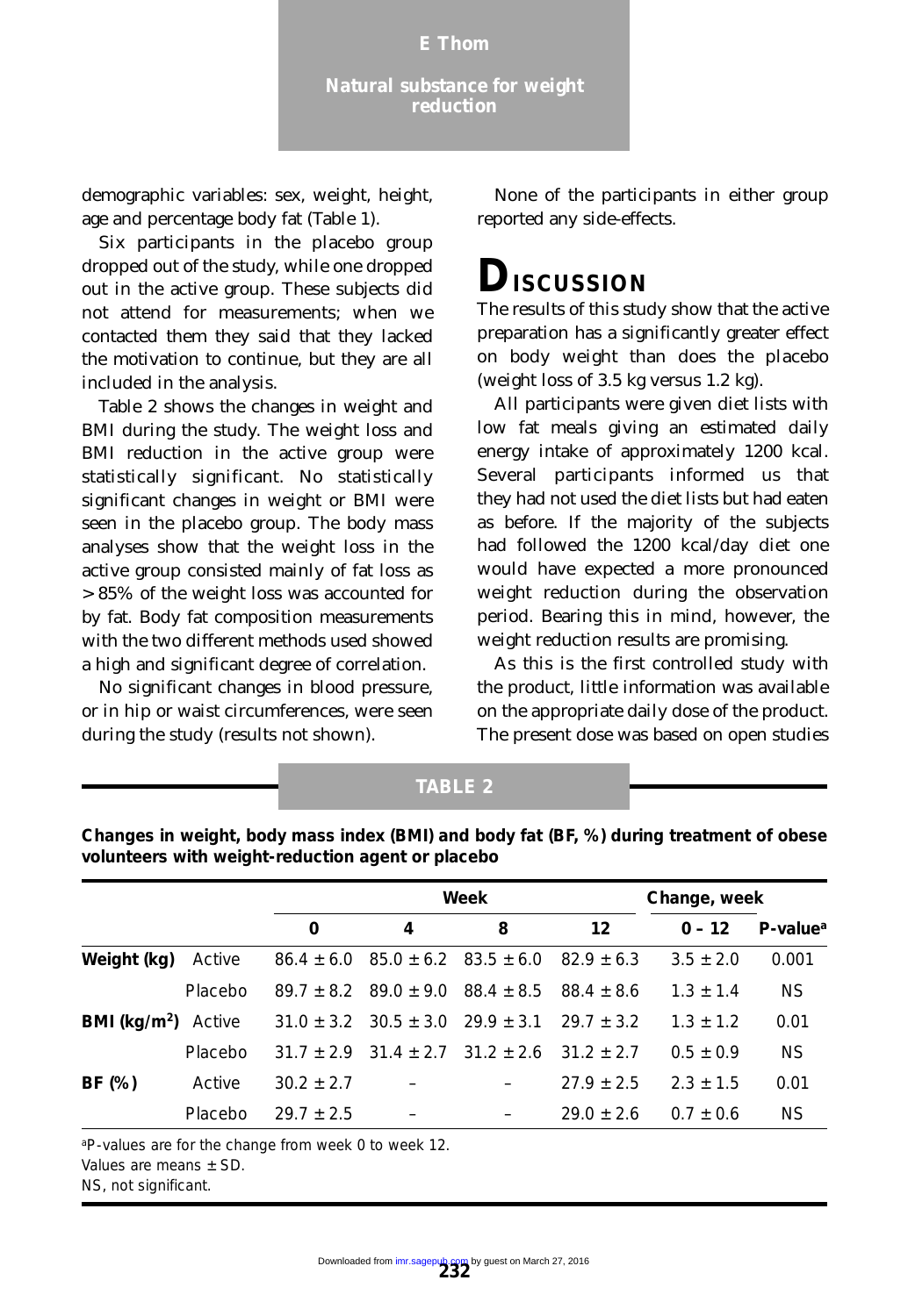demographic variables: sex, weight, height, age and percentage body fat (Table 1).

Six participants in the placebo group dropped out of the study, while one dropped out in the active group. These subjects did not attend for measurements; when we contacted them they said that they lacked the motivation to continue, but they are all included in the analysis.

Table 2 shows the changes in weight and BMI during the study. The weight loss and BMI reduction in the active group were statistically significant. No statistically significant changes in weight or BMI were seen in the placebo group. The body mass analyses show that the weight loss in the active group consisted mainly of fat loss as > 85% of the weight loss was accounted for by fat. Body fat composition measurements with the two different methods used showed a high and significant degree of correlation.

No significant changes in blood pressure, or in hip or waist circumferences, were seen during the study (results not shown).

None of the participants in either group reported any side-effects.

# Discussion

The results of this study show that the active preparation has a significantly greater effect on body weight than does the placebo (weight loss of 3.5 kg versus 1.2 kg).

All participants were given diet lists with low fat meals giving an estimated daily energy intake of approximately 1200 kcal. Several participants informed us that they had not used the diet lists but had eaten as before. If the majority of the subjects had followed the 1200 kcal/day diet one would have expected a more pronounced weight reduction during the observation period. Bearing this in mind, however, the weight reduction results are promising.

As this is the first controlled study with the product, little information was available on the appropriate daily dose of the product. The present dose was based on open studies

**TABLE 2**

**Changes in weight, body mass index (BMI) and body fat (BF, %) during treatment of obese volunteers with weight-reduction agent or placebo**

| | | Week | | | | Change, week | |
|---|---|---|---|---|---|---|---|
| | | 0 | 4 | 8 | 12 | 0 – 12 | P-value[a] |
| **Weight (kg)** | Active | 86.4 ± 6.0 | 85.0 ± 6.2 | 83.5 ± 6.0 | 82.9 ± 6.3 | 3.5 ± 2.0 | 0.001 |
| | Placebo | 89.7 ± 8.2 | 89.0 ± 9.0 | 88.4 ± 8.5 | 88.4 ± 8.6 | 1.3 ± 1.4 | NS |
| **BMI (kg/m$^2$)** | Active | 31.0 ± 3.2 | 30.5 ± 3.0 | 29.9 ± 3.1 | 29.7 ± 3.2 | 1.3 ± 1.2 | 0.01 |
| | Placebo | 31.7 ± 2.9 | 31.4 ± 2.7 | 31.2 ± 2.6 | 31.2 ± 2.7 | 0.5 ± 0.9 | NS |
| **BF (%)** | Active | 30.2 ± 2.7 | – | – | 27.9 ± 2.5 | 2.3 ± 1.5 | 0.01 |
| | Placebo | 29.7 ± 2.5 | – | – | 29.0 ± 2.6 | 0.7 ± 0.6 | NS |

[a]P-values are for the change from week 0 to week 12.
Values are means ± SD.
NS, not significant.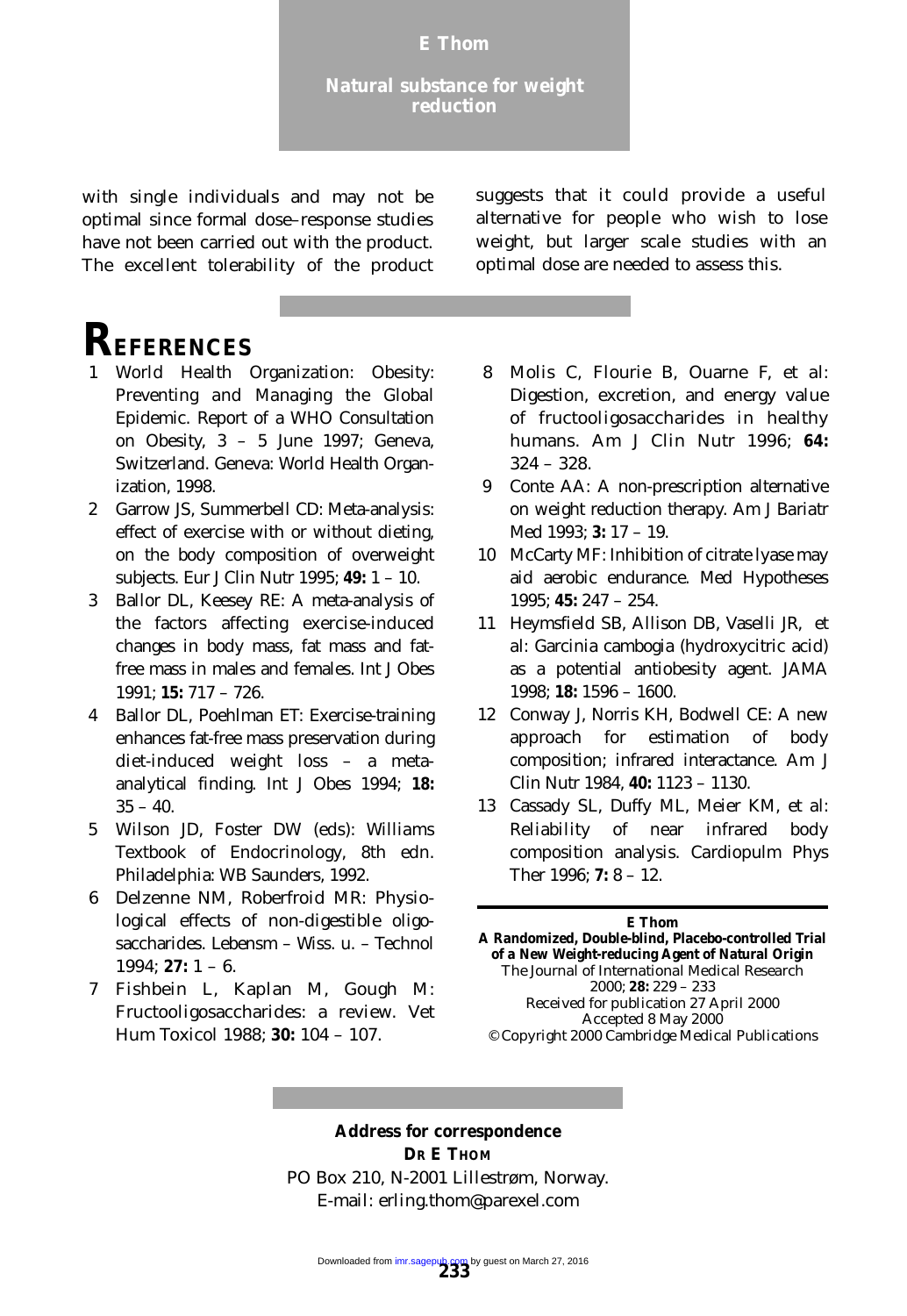with single individuals and may not be optimal since formal dose–response studies have not been carried out with the product. The excellent tolerability of the product suggests that it could provide a useful alternative for people who wish to lose weight, but larger scale studies with an optimal dose are needed to assess this.

## References

1. World Health Organization: Obesity: Preventing and Managing the Global Epidemic. Report of a WHO Consultation on Obesity, 3 – 5 June 1997; Geneva, Switzerland. Geneva: World Health Organization, 1998.
2. Garrow JS, Summerbell CD: Meta-analysis: effect of exercise with or without dieting, on the body composition of overweight subjects. Eur J Clin Nutr 1995; **49:** 1 – 10.
3. Ballor DL, Keesey RE: A meta-analysis of the factors affecting exercise-induced changes in body mass, fat mass and fat-free mass in males and females. Int J Obes 1991; **15:** 717 – 726.
4. Ballor DL, Poehlman ET: Exercise-training enhances fat-free mass preservation during diet-induced weight loss – a meta-analytical finding. Int J Obes 1994; **18:** 35 – 40.
5. Wilson JD, Foster DW (eds): Williams Textbook of Endocrinology, 8th edn. Philadelphia: WB Saunders, 1992.
6. Delzenne NM, Roberfroid MR: Physiological effects of non-digestible oligosaccharides. Lebensm – Wiss. u. – Technol 1994; **27:** 1 – 6.
7. Fishbein L, Kaplan M, Gough M: Fructooligosaccharides: a review. Vet Hum Toxicol 1988; **30:** 104 – 107.
8. Molis C, Flourie B, Ouarne F, et al: Digestion, excretion, and energy value of fructooligosaccharides in healthy humans. Am J Clin Nutr 1996; **64:** 324 – 328.
9. Conte AA: A non-prescription alternative on weight reduction therapy. Am J Bariatr Med 1993; **3:** 17 – 19.
10. McCarty MF: Inhibition of citrate lyase may aid aerobic endurance. Med Hypotheses 1995; **45:** 247 – 254.
11. Heymsfield SB, Allison DB, Vaselli JR, et al: Garcinia cambogia (hydroxycitric acid) as a potential antiobesity agent. JAMA 1998; **18:** 1596 – 1600.
12. Conway J, Norris KH, Bodwell CE: A new approach for estimation of body composition; infrared interactance. Am J Clin Nutr 1984, **40:** 1123 – 1130.
13. Cassady SL, Duffy ML, Meier KM, et al: Reliability of near infrared body composition analysis. Cardiopulm Phys Ther 1996; **7:** 8 – 12.

**E Thom**
**A Randomized, Double-blind, Placebo-controlled Trial of a New Weight-reducing Agent of Natural Origin**
The Journal of International Medical Research
2000; **28:** 229 – 233
Received for publication 27 April 2000
Accepted 8 May 2000
© Copyright 2000 Cambridge Medical Publications

**Address for correspondence**
**Dr E Thom**
PO Box 210, N-2001 Lillestrøm, Norway.
E-mail: erling.thom@parexel.com